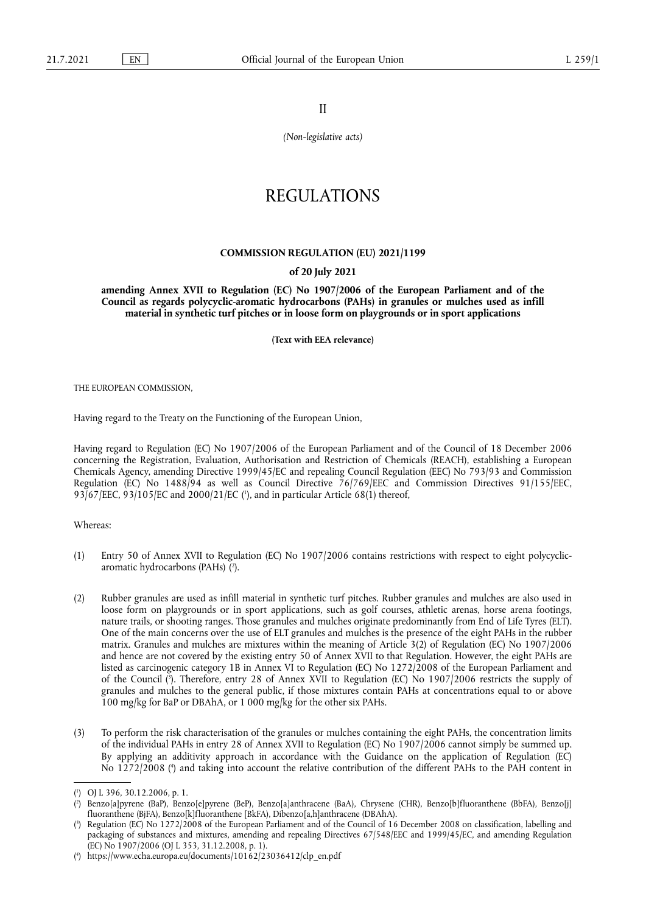II

*(Non-legislative acts)*

# REGULATIONS

## COMMISSION REGULATION (EU) 2021/1199

**of 20 July 2021**

**amending Annex XVII to Regulation (EC) No 1907/2006 of the European Parliament and of the Council as regards polycyclic-aromatic hydrocarbons (PAHs) in granules or mulches used as infill material in synthetic turf pitches or in loose form on playgrounds or in sport applications**

**(Text with EEA relevance)**

THE EUROPEAN COMMISSION,

Having regard to the Treaty on the Functioning of the European Union,

Having regard to Regulation (EC) No 1907/2006 of the European Parliament and of the Council of 18 December 2006 concerning the Registration, Evaluation, Authorisation and Restriction of Chemicals (REACH), establishing a European Chemicals Agency, amending Directive 1999/45/EC and repealing Council Regulation (EEC) No 793/93 and Commission Regulation (EC) No 1488/94 as well as Council Directive 76/769/EEC and Commission Directives 91/155/EEC, 93/67/EEC, 93/105/EC and 2000/21/EC ([1]), and in particular Article 68(1) thereof,

Whereas:

(1) Entry 50 of Annex XVII to Regulation (EC) No 1907/2006 contains restrictions with respect to eight polycyclic-aromatic hydrocarbons (PAHs) ([2]).

(2) Rubber granules are used as infill material in synthetic turf pitches. Rubber granules and mulches are also used in loose form on playgrounds or in sport applications, such as golf courses, athletic arenas, horse arena footings, nature trails, or shooting ranges. Those granules and mulches originate predominantly from End of Life Tyres (ELT). One of the main concerns over the use of ELT granules and mulches is the presence of the eight PAHs in the rubber matrix. Granules and mulches are mixtures within the meaning of Article 3(2) of Regulation (EC) No 1907/2006 and hence are not covered by the existing entry 50 of Annex XVII to that Regulation. However, the eight PAHs are listed as carcinogenic category 1B in Annex VI to Regulation (EC) No 1272/2008 of the European Parliament and of the Council ([3]). Therefore, entry 28 of Annex XVII to Regulation (EC) No 1907/2006 restricts the supply of granules and mulches to the general public, if those mixtures contain PAHs at concentrations equal to or above 100 mg/kg for BaP or DBAhA, or 1 000 mg/kg for the other six PAHs.

(3) To perform the risk characterisation of the granules or mulches containing the eight PAHs, the concentration limits of the individual PAHs in entry 28 of Annex XVII to Regulation (EC) No 1907/2006 cannot simply be summed up. By applying an additivity approach in accordance with the Guidance on the application of Regulation (EC) No 1272/2008 ([4]) and taking into account the relative contribution of the different PAHs to the PAH content in

---

([1]) OJ L 396, 30.12.2006, p. 1.

([2]) Benzo[a]pyrene (BaP), Benzo[e]pyrene (BeP), Benzo[a]anthracene (BaA), Chrysene (CHR), Benzo[b]fluoranthene (BbFA), Benzo[j]fluoranthene (BjFA), Benzo[k]fluoranthene [BkFA), Dibenzo[a,h]anthracene (DBAhA).

([3]) Regulation (EC) No 1272/2008 of the European Parliament and of the Council of 16 December 2008 on classification, labelling and packaging of substances and mixtures, amending and repealing Directives 67/548/EEC and 1999/45/EC, and amending Regulation (EC) No 1907/2006 (OJ L 353, 31.12.2008, p. 1).

([4]) https://www.echa.europa.eu/documents/10162/23036412/clp_en.pdf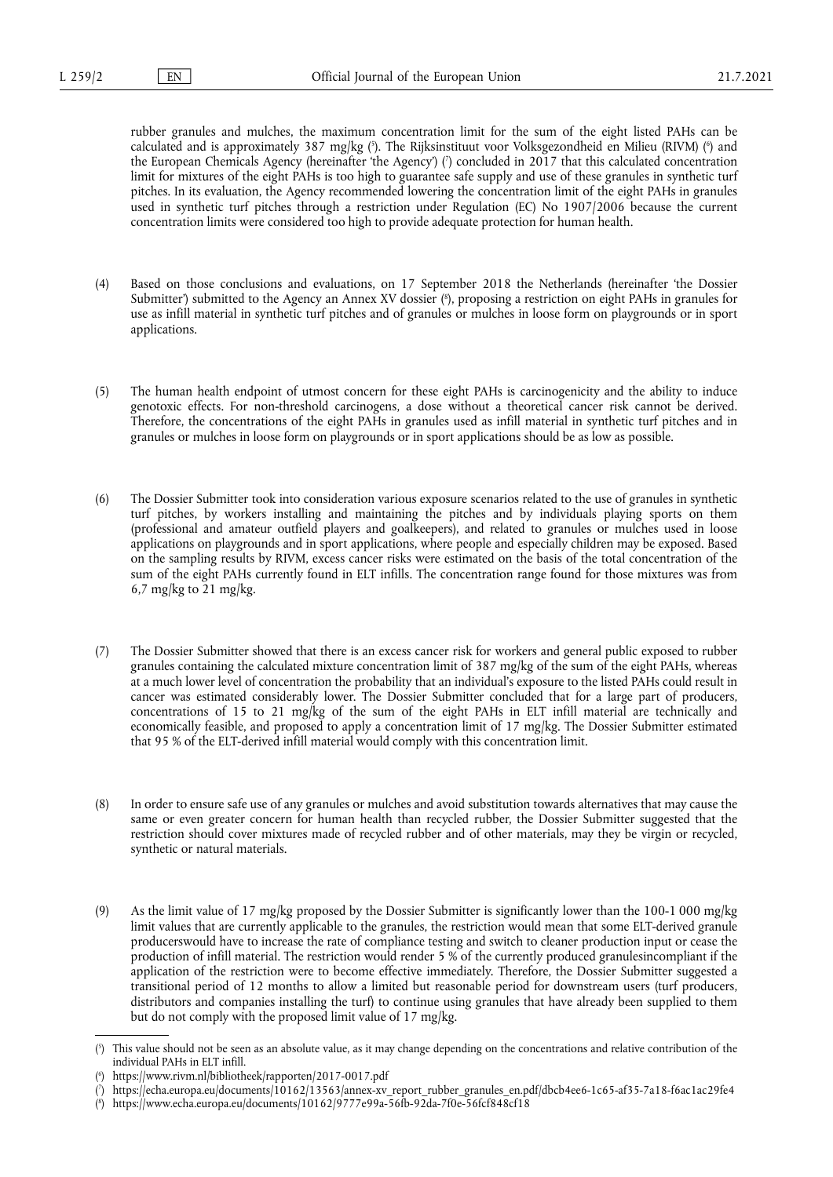rubber granules and mulches, the maximum concentration limit for the sum of the eight listed PAHs can be calculated and is approximately 387 mg/kg ([5]). The Rijksinstituut voor Volksgezondheid en Milieu (RIVM) ([6]) and the European Chemicals Agency (hereinafter 'the Agency') ([7]) concluded in 2017 that this calculated concentration limit for mixtures of the eight PAHs is too high to guarantee safe supply and use of these granules in synthetic turf pitches. In its evaluation, the Agency recommended lowering the concentration limit of the eight PAHs in granules used in synthetic turf pitches through a restriction under Regulation (EC) No 1907/2006 because the current concentration limits were considered too high to provide adequate protection for human health.

(4) Based on those conclusions and evaluations, on 17 September 2018 the Netherlands (hereinafter 'the Dossier Submitter') submitted to the Agency an Annex XV dossier ([8]), proposing a restriction on eight PAHs in granules for use as infill material in synthetic turf pitches and of granules or mulches in loose form on playgrounds or in sport applications.

(5) The human health endpoint of utmost concern for these eight PAHs is carcinogenicity and the ability to induce genotoxic effects. For non-threshold carcinogens, a dose without a theoretical cancer risk cannot be derived. Therefore, the concentrations of the eight PAHs in granules used as infill material in synthetic turf pitches and in granules or mulches in loose form on playgrounds or in sport applications should be as low as possible.

(6) The Dossier Submitter took into consideration various exposure scenarios related to the use of granules in synthetic turf pitches, by workers installing and maintaining the pitches and by individuals playing sports on them (professional and amateur outfield players and goalkeepers), and related to granules or mulches used in loose applications on playgrounds and in sport applications, where people and especially children may be exposed. Based on the sampling results by RIVM, excess cancer risks were estimated on the basis of the total concentration of the sum of the eight PAHs currently found in ELT infills. The concentration range found for those mixtures was from 6,7 mg/kg to 21 mg/kg.

(7) The Dossier Submitter showed that there is an excess cancer risk for workers and general public exposed to rubber granules containing the calculated mixture concentration limit of 387 mg/kg of the sum of the eight PAHs, whereas at a much lower level of concentration the probability that an individual's exposure to the listed PAHs could result in cancer was estimated considerably lower. The Dossier Submitter concluded that for a large part of producers, concentrations of 15 to 21 mg/kg of the sum of the eight PAHs in ELT infill material are technically and economically feasible, and proposed to apply a concentration limit of 17 mg/kg. The Dossier Submitter estimated that 95 % of the ELT-derived infill material would comply with this concentration limit.

(8) In order to ensure safe use of any granules or mulches and avoid substitution towards alternatives that may cause the same or even greater concern for human health than recycled rubber, the Dossier Submitter suggested that the restriction should cover mixtures made of recycled rubber and of other materials, may they be virgin or recycled, synthetic or natural materials.

(9) As the limit value of 17 mg/kg proposed by the Dossier Submitter is significantly lower than the 100-1 000 mg/kg limit values that are currently applicable to the granules, the restriction would mean that some ELT-derived granule producerswould have to increase the rate of compliance testing and switch to cleaner production input or cease the production of infill material. The restriction would render 5 % of the currently produced granulesincompliant if the application of the restriction were to become effective immediately. Therefore, the Dossier Submitter suggested a transitional period of 12 months to allow a limited but reasonable period for downstream users (turf producers, distributors and companies installing the turf) to continue using granules that have already been supplied to them but do not comply with the proposed limit value of 17 mg/kg.

---

([5]) This value should not be seen as an absolute value, as it may change depending on the concentrations and relative contribution of the individual PAHs in ELT infill.

([6]) https://www.rivm.nl/bibliotheek/rapporten/2017-0017.pdf

([7]) https://echa.europa.eu/documents/10162/13563/annex-xv_report_rubber_granules_en.pdf/dbcb4ee6-1c65-af35-7a18-f6ac1ac29fe4

([8]) https://www.echa.europa.eu/documents/10162/9777e99a-56fb-92da-7f0e-56fcf848cf18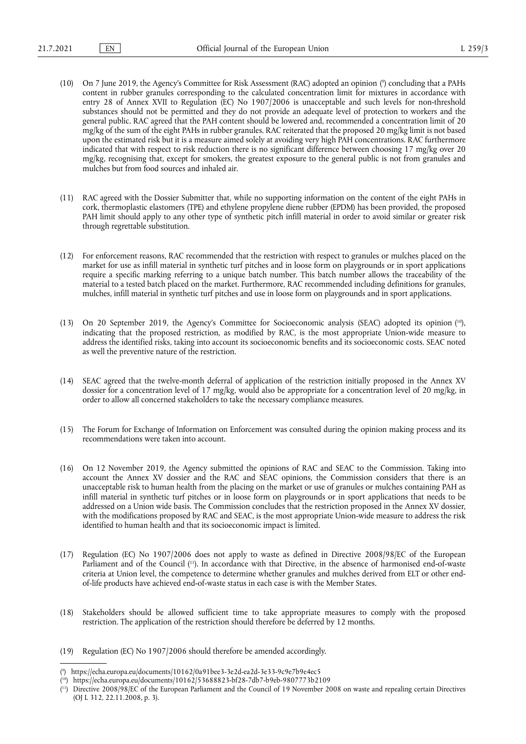(10) On 7 June 2019, the Agency's Committee for Risk Assessment (RAC) adopted an opinion [9] concluding that a PAHs content in rubber granules corresponding to the calculated concentration limit for mixtures in accordance with entry 28 of Annex XVII to Regulation (EC) No 1907/2006 is unacceptable and such levels for non-threshold substances should not be permitted and they do not provide an adequate level of protection to workers and the general public. RAC agreed that the PAH content should be lowered and, recommended a concentration limit of 20 mg/kg of the sum of the eight PAHs in rubber granules. RAC reiterated that the proposed 20 mg/kg limit is not based upon the estimated risk but it is a measure aimed solely at avoiding very high PAH concentrations. RAC furthermore indicated that with respect to risk reduction there is no significant difference between choosing 17 mg/kg over 20 mg/kg, recognising that, except for smokers, the greatest exposure to the general public is not from granules and mulches but from food sources and inhaled air.

(11) RAC agreed with the Dossier Submitter that, while no supporting information on the content of the eight PAHs in cork, thermoplastic elastomers (TPE) and ethylene propylene diene rubber (EPDM) has been provided, the proposed PAH limit should apply to any other type of synthetic pitch infill material in order to avoid similar or greater risk through regrettable substitution.

(12) For enforcement reasons, RAC recommended that the restriction with respect to granules or mulches placed on the market for use as infill material in synthetic turf pitches and in loose form on playgrounds or in sport applications require a specific marking referring to a unique batch number. This batch number allows the traceability of the material to a tested batch placed on the market. Furthermore, RAC recommended including definitions for granules, mulches, infill material in synthetic turf pitches and use in loose form on playgrounds and in sport applications.

(13) On 20 September 2019, the Agency's Committee for Socioeconomic analysis (SEAC) adopted its opinion [10], indicating that the proposed restriction, as modified by RAC, is the most appropriate Union-wide measure to address the identified risks, taking into account its socioeconomic benefits and its socioeconomic costs. SEAC noted as well the preventive nature of the restriction.

(14) SEAC agreed that the twelve-month deferral of application of the restriction initially proposed in the Annex XV dossier for a concentration level of 17 mg/kg, would also be appropriate for a concentration level of 20 mg/kg, in order to allow all concerned stakeholders to take the necessary compliance measures.

(15) The Forum for Exchange of Information on Enforcement was consulted during the opinion making process and its recommendations were taken into account.

(16) On 12 November 2019, the Agency submitted the opinions of RAC and SEAC to the Commission. Taking into account the Annex XV dossier and the RAC and SEAC opinions, the Commission considers that there is an unacceptable risk to human health from the placing on the market or use of granules or mulches containing PAH as infill material in synthetic turf pitches or in loose form on playgrounds or in sport applications that needs to be addressed on a Union wide basis. The Commission concludes that the restriction proposed in the Annex XV dossier, with the modifications proposed by RAC and SEAC, is the most appropriate Union-wide measure to address the risk identified to human health and that its socioeconomic impact is limited.

(17) Regulation (EC) No 1907/2006 does not apply to waste as defined in Directive 2008/98/EC of the European Parliament and of the Council [11]. In accordance with that Directive, in the absence of harmonised end-of-waste criteria at Union level, the competence to determine whether granules and mulches derived from ELT or other end-of-life products have achieved end-of-waste status in each case is with the Member States.

(18) Stakeholders should be allowed sufficient time to take appropriate measures to comply with the proposed restriction. The application of the restriction should therefore be deferred by 12 months.

(19) Regulation (EC) No 1907/2006 should therefore be amended accordingly.

---

[9] https://echa.europa.eu/documents/10162/0a91bee3-3e2d-ea2d-3e33-9c9e7b9e4ec5

[10] https://echa.europa.eu/documents/10162/53688823-bf28-7db7-b9eb-9807773b2109

[11] Directive 2008/98/EC of the European Parliament and the Council of 19 November 2008 on waste and repealing certain Directives (OJ L 312, 22.11.2008, p. 3).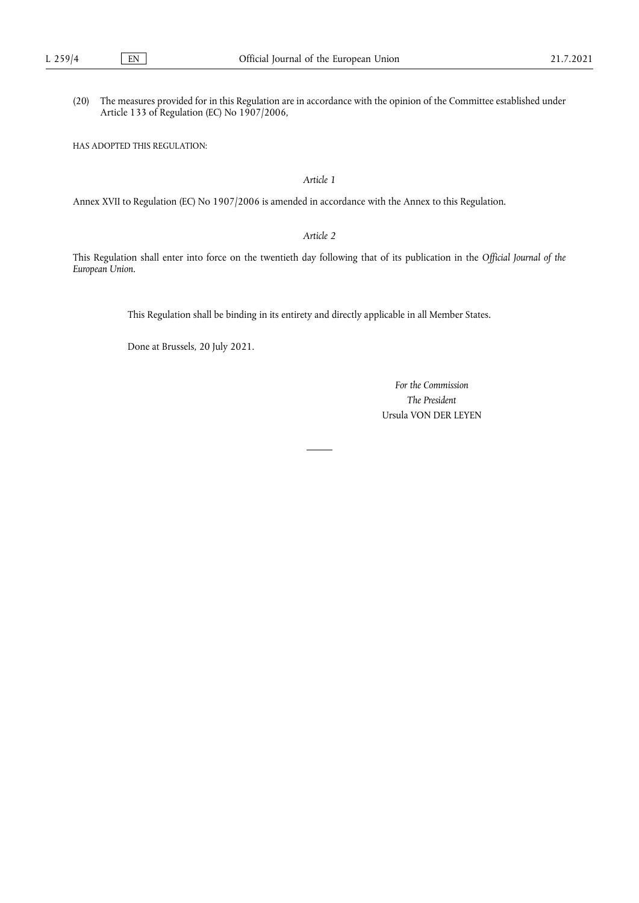(20) The measures provided for in this Regulation are in accordance with the opinion of the Committee established under Article 133 of Regulation (EC) No 1907/2006,

HAS ADOPTED THIS REGULATION:

*Article 1*

Annex XVII to Regulation (EC) No 1907/2006 is amended in accordance with the Annex to this Regulation.

*Article 2*

This Regulation shall enter into force on the twentieth day following that of its publication in the *Official Journal of the European Union*.

This Regulation shall be binding in its entirety and directly applicable in all Member States.

Done at Brussels, 20 July 2021.

*For the Commission*

*The President*

Ursula VON DER LEYEN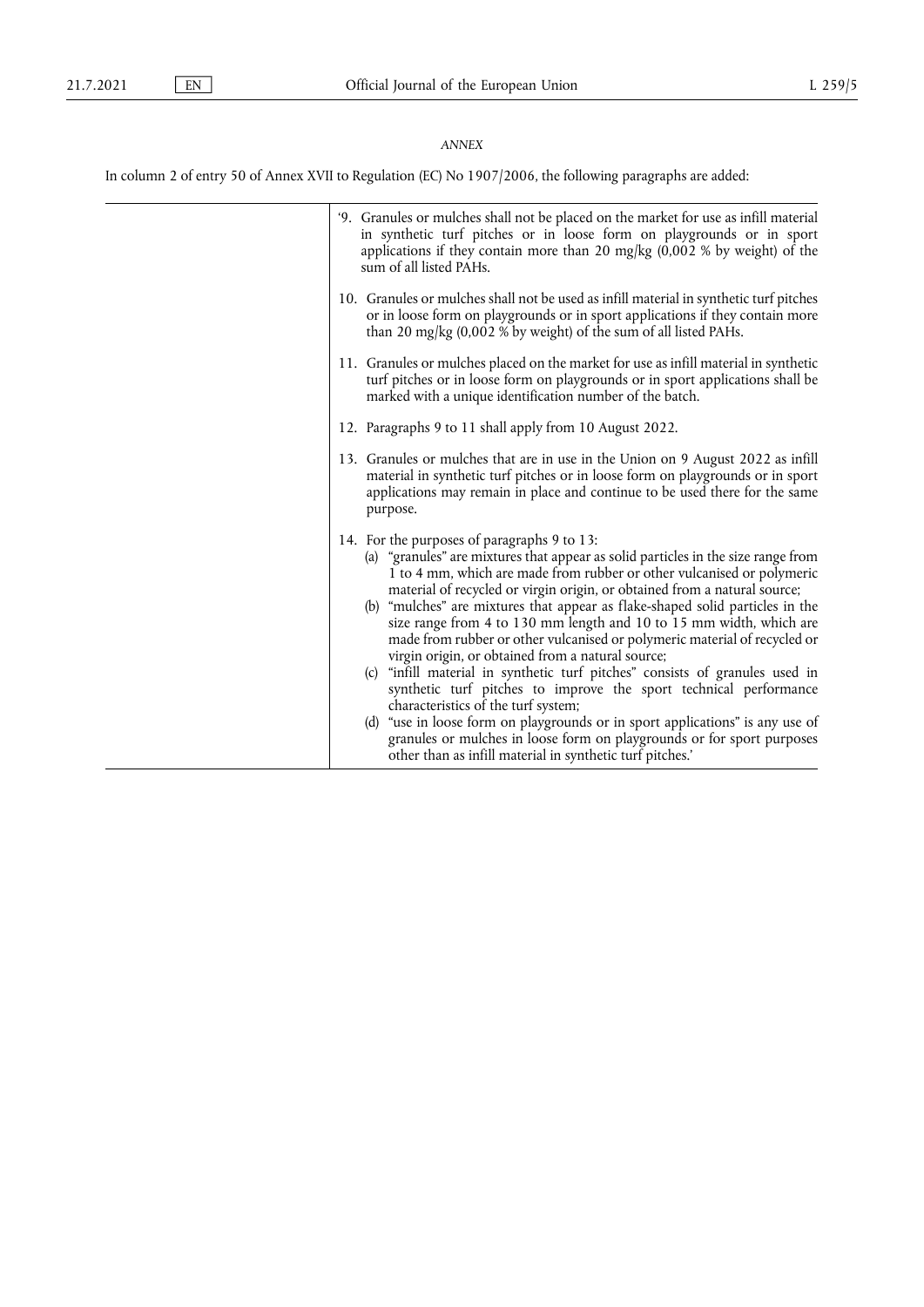*ANNEX*

In column 2 of entry 50 of Annex XVII to Regulation (EC) No 1907/2006, the following paragraphs are added:

| | |
|---|---|
| | '9. Granules or mulches shall not be placed on the market for use as infill material in synthetic turf pitches or in loose form on playgrounds or in sport applications if they contain more than 20 mg/kg (0,002 % by weight) of the sum of all listed PAHs.<br><br>10. Granules or mulches shall not be used as infill material in synthetic turf pitches or in loose form on playgrounds or in sport applications if they contain more than 20 mg/kg (0,002 % by weight) of the sum of all listed PAHs.<br><br>11. Granules or mulches placed on the market for use as infill material in synthetic turf pitches or in loose form on playgrounds or in sport applications shall be marked with a unique identification number of the batch.<br><br>12. Paragraphs 9 to 11 shall apply from 10 August 2022.<br><br>13. Granules or mulches that are in use in the Union on 9 August 2022 as infill material in synthetic turf pitches or in loose form on playgrounds or in sport applications may remain in place and continue to be used there for the same purpose.<br><br>14. For the purposes of paragraphs 9 to 13:<br>(a) "granules" are mixtures that appear as solid particles in the size range from 1 to 4 mm, which are made from rubber or other vulcanised or polymeric material of recycled or virgin origin, or obtained from a natural source;<br>(b) "mulches" are mixtures that appear as flake-shaped solid particles in the size range from 4 to 130 mm length and 10 to 15 mm width, which are made from rubber or other vulcanised or polymeric material of recycled or virgin origin, or obtained from a natural source;<br>(c) "infill material in synthetic turf pitches" consists of granules used in synthetic turf pitches to improve the sport technical performance characteristics of the turf system;<br>(d) "use in loose form on playgrounds or in sport applications" is any use of granules or mulches in loose form on playgrounds or for sport purposes other than as infill material in synthetic turf pitches.' |